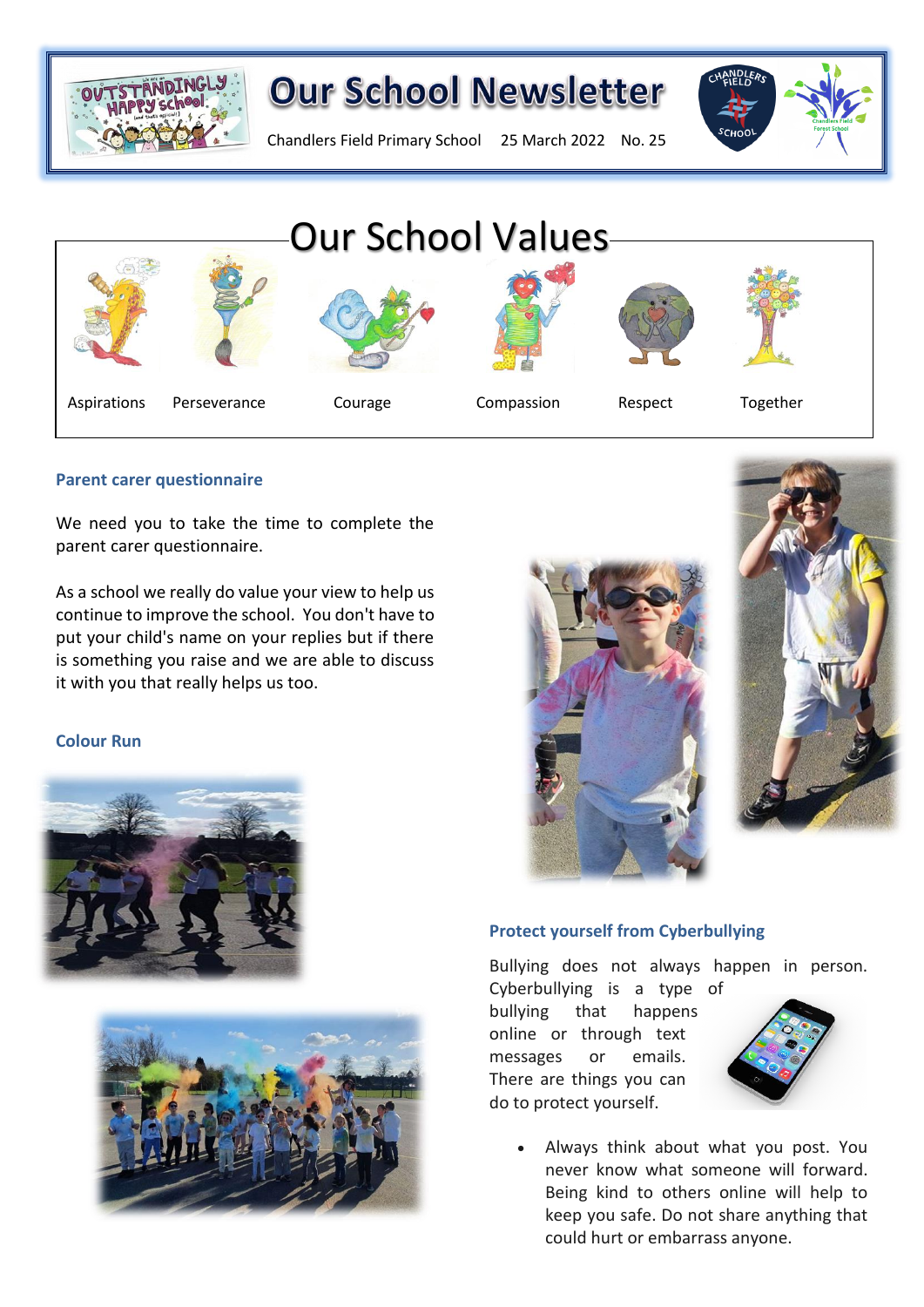# Our School Newsletter

Chandlers Field Primary School 25 March 2022 No. 25

## Our School Values

Aspirations | Perseverance | Courage | Compassion | Respect | Together

### Parent carer questionnaire

We need you to take the time to complete the parent carer questionnaire.

As a school we really do value your view to help us continue to improve the school. You don't have to put your child's name on your replies but if there is something you raise and we are able to discuss it with you that really helps us too.

### Colour Run

### Protect yourself from Cyberbullying

Bullying does not always happen in person. Cyberbullying is a type of bullying that happens online or through text messages or emails. There are things you can do to protect yourself.

- Always think about what you post. You never know what someone will forward. Being kind to others online will help to keep you safe. Do not share anything that could hurt or embarrass anyone.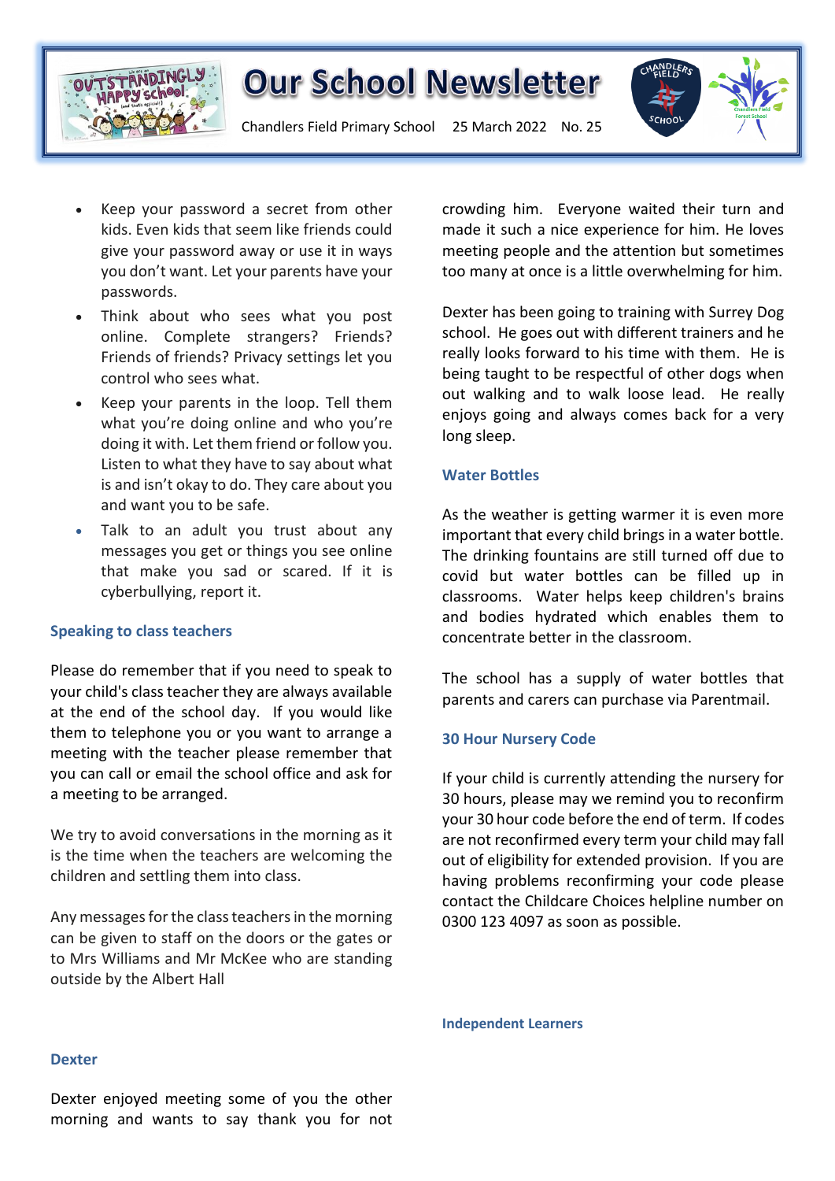- Keep your password a secret from other kids. Even kids that seem like friends could give your password away or use it in ways you don't want. Let your parents have your passwords.
- Think about who sees what you post online. Complete strangers? Friends? Friends of friends? Privacy settings let you control who sees what.
- Keep your parents in the loop. Tell them what you're doing online and who you're doing it with. Let them friend or follow you. Listen to what they have to say about what is and isn't okay to do. They care about you and want you to be safe.
- Talk to an adult you trust about any messages you get or things you see online that make you sad or scared. If it is cyberbullying, report it.

### Speaking to class teachers

Please do remember that if you need to speak to your child's class teacher they are always available at the end of the school day. If you would like them to telephone you or you want to arrange a meeting with the teacher please remember that you can call or email the school office and ask for a meeting to be arranged.

We try to avoid conversations in the morning as it is the time when the teachers are welcoming the children and settling them into class.

Any messages for the class teachers in the morning can be given to staff on the doors or the gates or to Mrs Williams and Mr McKee who are standing outside by the Albert Hall

### Dexter

Dexter enjoyed meeting some of you the other morning and wants to say thank you for not crowding him. Everyone waited their turn and made it such a nice experience for him. He loves meeting people and the attention but sometimes too many at once is a little overwhelming for him.

Dexter has been going to training with Surrey Dog school. He goes out with different trainers and he really looks forward to his time with them. He is being taught to be respectful of other dogs when out walking and to walk loose lead. He really enjoys going and always comes back for a very long sleep.

### Water Bottles

As the weather is getting warmer it is even more important that every child brings in a water bottle. The drinking fountains are still turned off due to covid but water bottles can be filled up in classrooms. Water helps keep children's brains and bodies hydrated which enables them to concentrate better in the classroom.

The school has a supply of water bottles that parents and carers can purchase via Parentmail.

### 30 Hour Nursery Code

If your child is currently attending the nursery for 30 hours, please may we remind you to reconfirm your 30 hour code before the end of term. If codes are not reconfirmed every term your child may fall out of eligibility for extended provision. If you are having problems reconfirming your code please contact the Childcare Choices helpline number on 0300 123 4097 as soon as possible.

### Independent Learners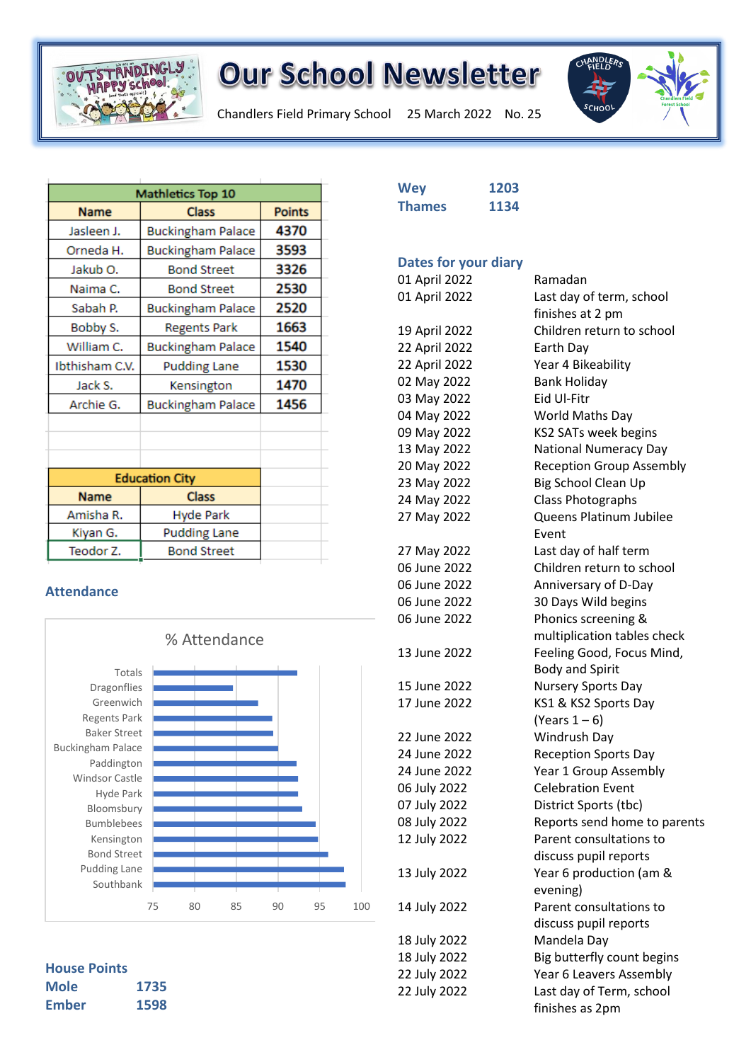# Our School Newsletter

Chandlers Field Primary School 25 March 2022 No. 25

| Mathletics Top 10 | | |
|---|---|---|
| **Name** | **Class** | **Points** |
| Jasleen J. | Buckingham Palace | 4370 |
| Orneda H. | Buckingham Palace | 3593 |
| Jakub O. | Bond Street | 3326 |
| Naima C. | Bond Street | 2530 |
| Sabah P. | Buckingham Palace | 2520 |
| Bobby S. | Regents Park | 1663 |
| William C. | Buckingham Palace | 1540 |
| Ibthisham C.V. | Pudding Lane | 1530 |
| Jack S. | Kensington | 1470 |
| Archie G. | Buckingham Palace | 1456 |

| Education City | |
|---|---|
| **Name** | **Class** |
| Amisha R. | Hyde Park |
| Kiyan G. | Pudding Lane |
| Teodor Z. | Bond Street |

## Attendance

% Attendance

(Bar chart, x-axis 75–100; categories: Totals, Dragonflies, Greenwich, Regents Park, Baker Street, Buckingham Palace, Paddington, Windsor Castle, Hyde Park, Bloomsbury, Bumblebees, Kensington, Bond Street, Pudding Lane, Southbank)

## House Points

| | |
|---|---|
| Mole | 1735 |
| Ember | 1598 |
| Wey | 1203 |
| Thames | 1134 |

## Dates for your diary

| Date | Event |
|---|---|
| 01 April 2022 | Ramadan |
| 01 April 2022 | Last day of term, school finishes at 2 pm |
| 19 April 2022 | Children return to school |
| 22 April 2022 | Earth Day |
| 22 April 2022 | Year 4 Bikeability |
| 02 May 2022 | Bank Holiday |
| 03 May 2022 | Eid Ul-Fitr |
| 04 May 2022 | World Maths Day |
| 09 May 2022 | KS2 SATs week begins |
| 13 May 2022 | National Numeracy Day |
| 20 May 2022 | Reception Group Assembly |
| 23 May 2022 | Big School Clean Up |
| 24 May 2022 | Class Photographs |
| 27 May 2022 | Queens Platinum Jubilee Event |
| 27 May 2022 | Last day of half term |
| 06 June 2022 | Children return to school |
| 06 June 2022 | Anniversary of D-Day |
| 06 June 2022 | 30 Days Wild begins |
| 06 June 2022 | Phonics screening & multiplication tables check |
| 13 June 2022 | Feeling Good, Focus Mind, Body and Spirit |
| 15 June 2022 | Nursery Sports Day |
| 17 June 2022 | KS1 & KS2 Sports Day (Years 1 – 6) |
| 22 June 2022 | Windrush Day |
| 24 June 2022 | Reception Sports Day |
| 24 June 2022 | Year 1 Group Assembly |
| 06 July 2022 | Celebration Event |
| 07 July 2022 | District Sports (tbc) |
| 08 July 2022 | Reports send home to parents |
| 12 July 2022 | Parent consultations to discuss pupil reports |
| 13 July 2022 | Year 6 production (am & evening) |
| 14 July 2022 | Parent consultations to discuss pupil reports |
| 18 July 2022 | Mandela Day |
| 18 July 2022 | Big butterfly count begins |
| 22 July 2022 | Year 6 Leavers Assembly |
| 22 July 2022 | Last day of Term, school finishes as 2pm |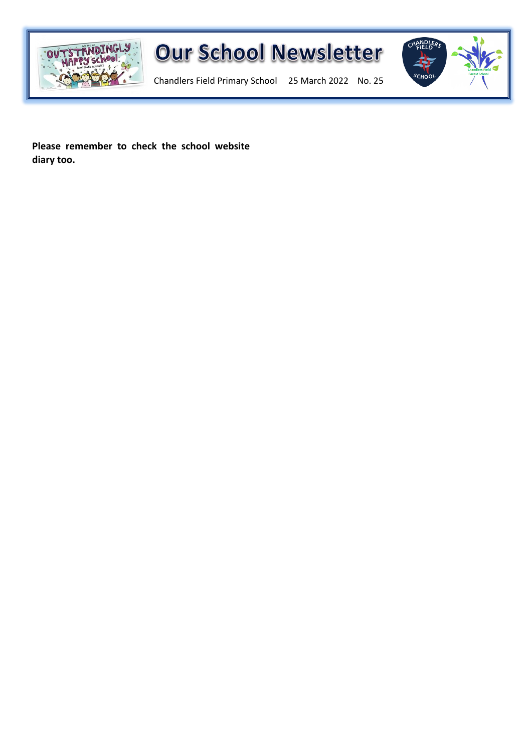# Our School Newsletter

Chandlers Field Primary School 25 March 2022 No. 25

**Please remember to check the school website diary too.**